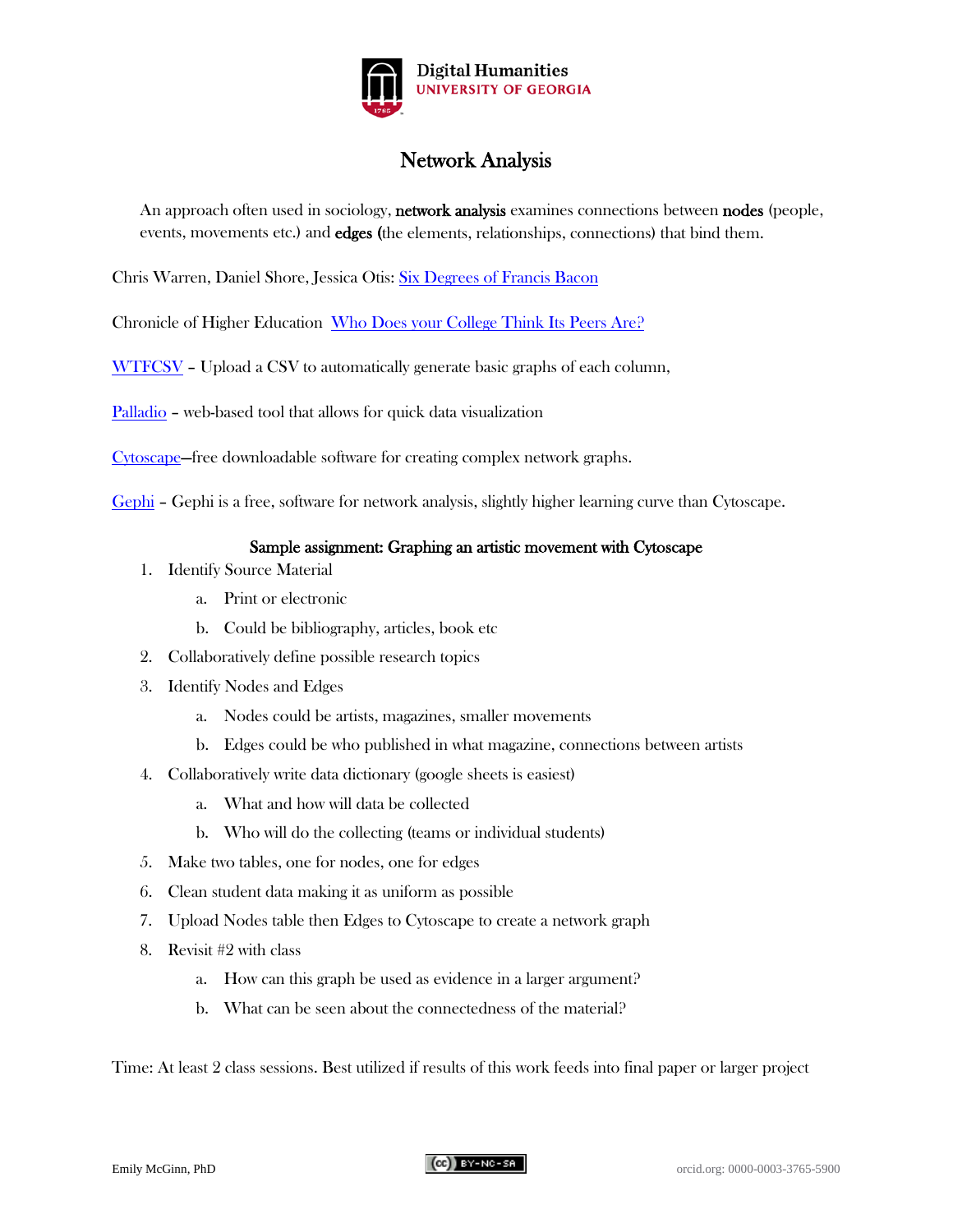Digital Humanities
UNIVERSITY OF GEORGIA

# Network Analysis

An approach often used in sociology, **network analysis** examines connections between **nodes** (people, events, movements etc.) and **edges** (the elements, relationships, connections) that bind them.

Chris Warren, Daniel Shore, Jessica Otis: Six Degrees of Francis Bacon

Chronicle of Higher Education Who Does your College Think Its Peers Are?

WTFCSV – Upload a CSV to automatically generate basic graphs of each column,

Palladio – web-based tool that allows for quick data visualization

Cytoscape—free downloadable software for creating complex network graphs.

Gephi – Gephi is a free, software for network analysis, slightly higher learning curve than Cytoscape.

### Sample assignment: Graphing an artistic movement with Cytoscape

1. Identify Source Material
   a. Print or electronic
   b. Could be bibliography, articles, book etc
2. Collaboratively define possible research topics
3. Identify Nodes and Edges
   a. Nodes could be artists, magazines, smaller movements
   b. Edges could be who published in what magazine, connections between artists
4. Collaboratively write data dictionary (google sheets is easiest)
   a. What and how will data be collected
   b. Who will do the collecting (teams or individual students)
5. Make two tables, one for nodes, one for edges
6. Clean student data making it as uniform as possible
7. Upload Nodes table then Edges to Cytoscape to create a network graph
8. Revisit #2 with class
   a. How can this graph be used as evidence in a larger argument?
   b. What can be seen about the connectedness of the material?

Time: At least 2 class sessions. Best utilized if results of this work feeds into final paper or larger project

Emily McGinn, PhD

BY-NC-SA

orcid.org: 0000-0003-3765-5900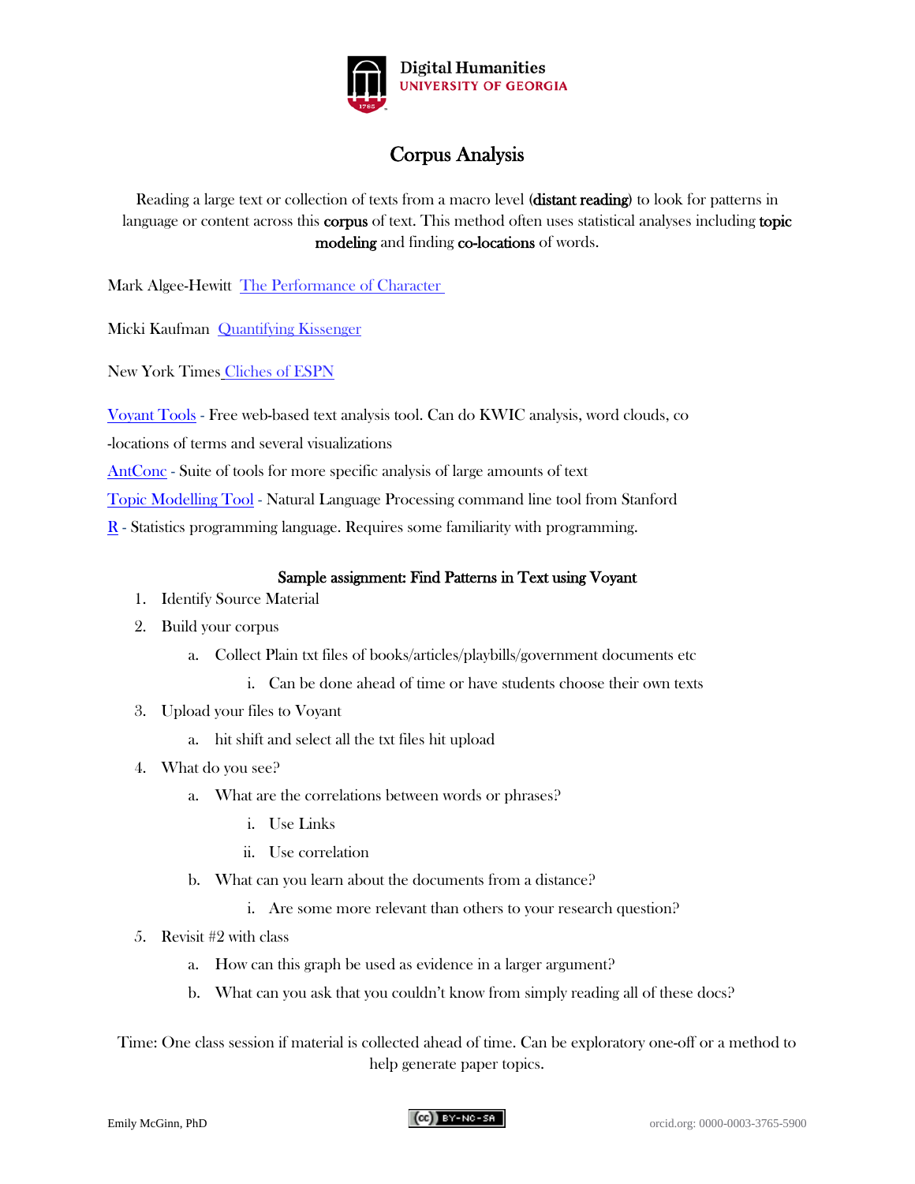Digital Humanities
UNIVERSITY OF GEORGIA

# Corpus Analysis

Reading a large text or collection of texts from a macro level (**distant reading**) to look for patterns in language or content across this **corpus** of text. This method often uses statistical analyses including **topic modeling** and finding **co-locations** of words.

Mark Algee-Hewitt [The Performance of Character](#)

Micki Kaufman [Quantifying Kissenger](#)

New York Times [Cliches of ESPN](#)

[Voyant Tools](#) - Free web-based text analysis tool. Can do KWIC analysis, word clouds, co -locations of terms and several visualizations

[AntConc](#) - Suite of tools for more specific analysis of large amounts of text

[Topic Modelling Tool](#) - Natural Language Processing command line tool from Stanford

[R](#) - Statistics programming language. Requires some familiarity with programming.

### Sample assignment: Find Patterns in Text using Voyant

1. Identify Source Material
2. Build your corpus
    a. Collect Plain txt files of books/articles/playbills/government documents etc
        i. Can be done ahead of time or have students choose their own texts
3. Upload your files to Voyant
    a. hit shift and select all the txt files hit upload
4. What do you see?
    a. What are the correlations between words or phrases?
        i. Use Links
        ii. Use correlation
    b. What can you learn about the documents from a distance?
        i. Are some more relevant than others to your research question?
5. Revisit #2 with class
    a. How can this graph be used as evidence in a larger argument?
    b. What can you ask that you couldn't know from simply reading all of these docs?

Time: One class session if material is collected ahead of time. Can be exploratory one-off or a method to help generate paper topics.

Emily McGinn, PhD    CC BY-NC-SA    orcid.org: 0000-0003-3765-5900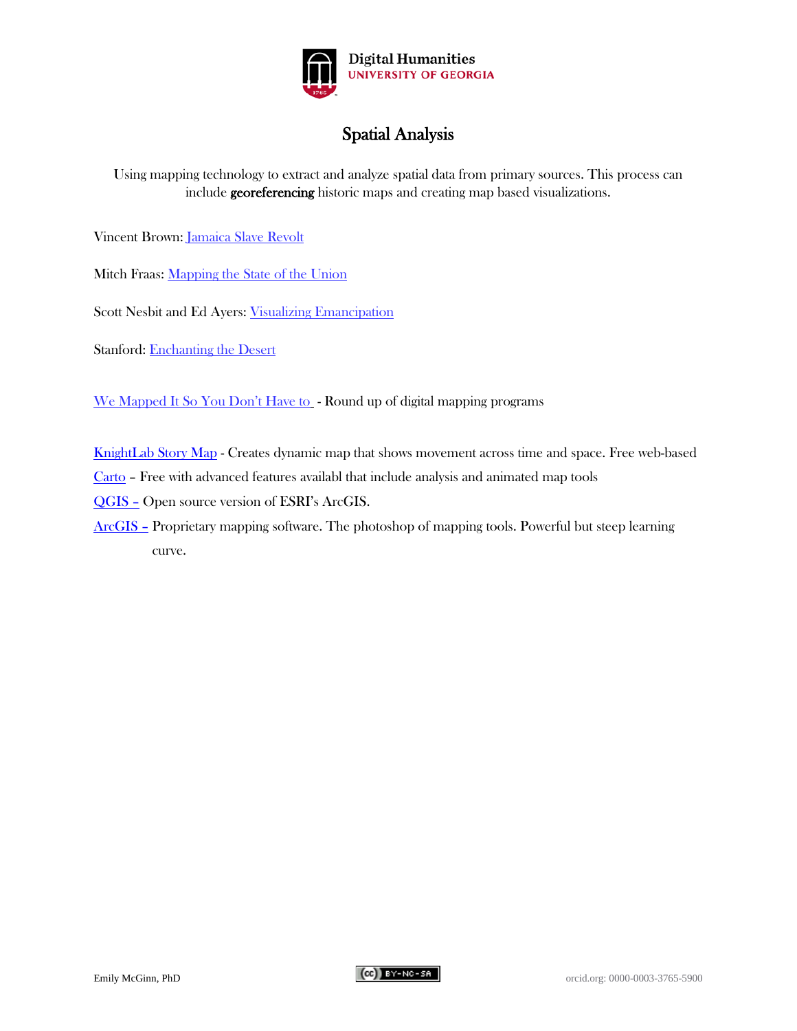# Spatial Analysis

Using mapping technology to extract and analyze spatial data from primary sources. This process can include **georeferencing** historic maps and creating map based visualizations.

Vincent Brown: Jamaica Slave Revolt

Mitch Fraas: Mapping the State of the Union

Scott Nesbit and Ed Ayers: Visualizing Emancipation

Stanford: Enchanting the Desert

We Mapped It So You Don't Have to - Round up of digital mapping programs

KnightLab Story Map - Creates dynamic map that shows movement across time and space. Free web-based

Carto – Free with advanced features availabl that include analysis and animated map tools

QGIS – Open source version of ESRI's ArcGIS.

ArcGIS – Proprietary mapping software. The photoshop of mapping tools. Powerful but steep learning curve.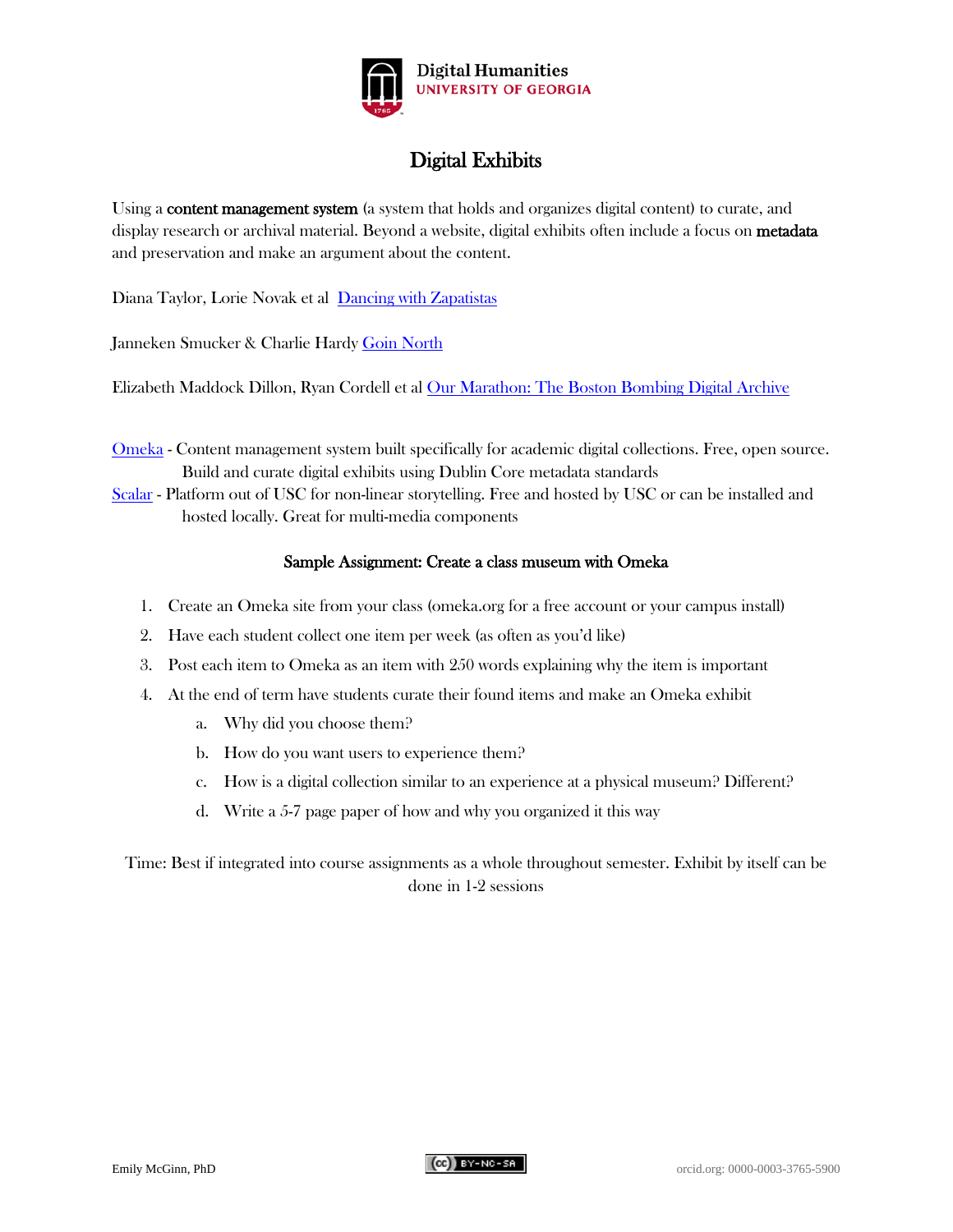# Digital Exhibits

Using a **content management system** (a system that holds and organizes digital content) to curate, and display research or archival material. Beyond a website, digital exhibits often include a focus on **metadata** and preservation and make an argument about the content.

Diana Taylor, Lorie Novak et al Dancing with Zapatistas

Janneken Smucker & Charlie Hardy Goin North

Elizabeth Maddock Dillon, Ryan Cordell et al Our Marathon: The Boston Bombing Digital Archive

Omeka - Content management system built specifically for academic digital collections. Free, open source. Build and curate digital exhibits using Dublin Core metadata standards

Scalar - Platform out of USC for non-linear storytelling. Free and hosted by USC or can be installed and hosted locally. Great for multi-media components

**Sample Assignment: Create a class museum with Omeka**

1. Create an Omeka site from your class (omeka.org for a free account or your campus install)
2. Have each student collect one item per week (as often as you'd like)
3. Post each item to Omeka as an item with 250 words explaining why the item is important
4. At the end of term have students curate their found items and make an Omeka exhibit
   a. Why did you choose them?
   b. How do you want users to experience them?
   c. How is a digital collection similar to an experience at a physical museum? Different?
   d. Write a 5-7 page paper of how and why you organized it this way

Time: Best if integrated into course assignments as a whole throughout semester. Exhibit by itself can be done in 1-2 sessions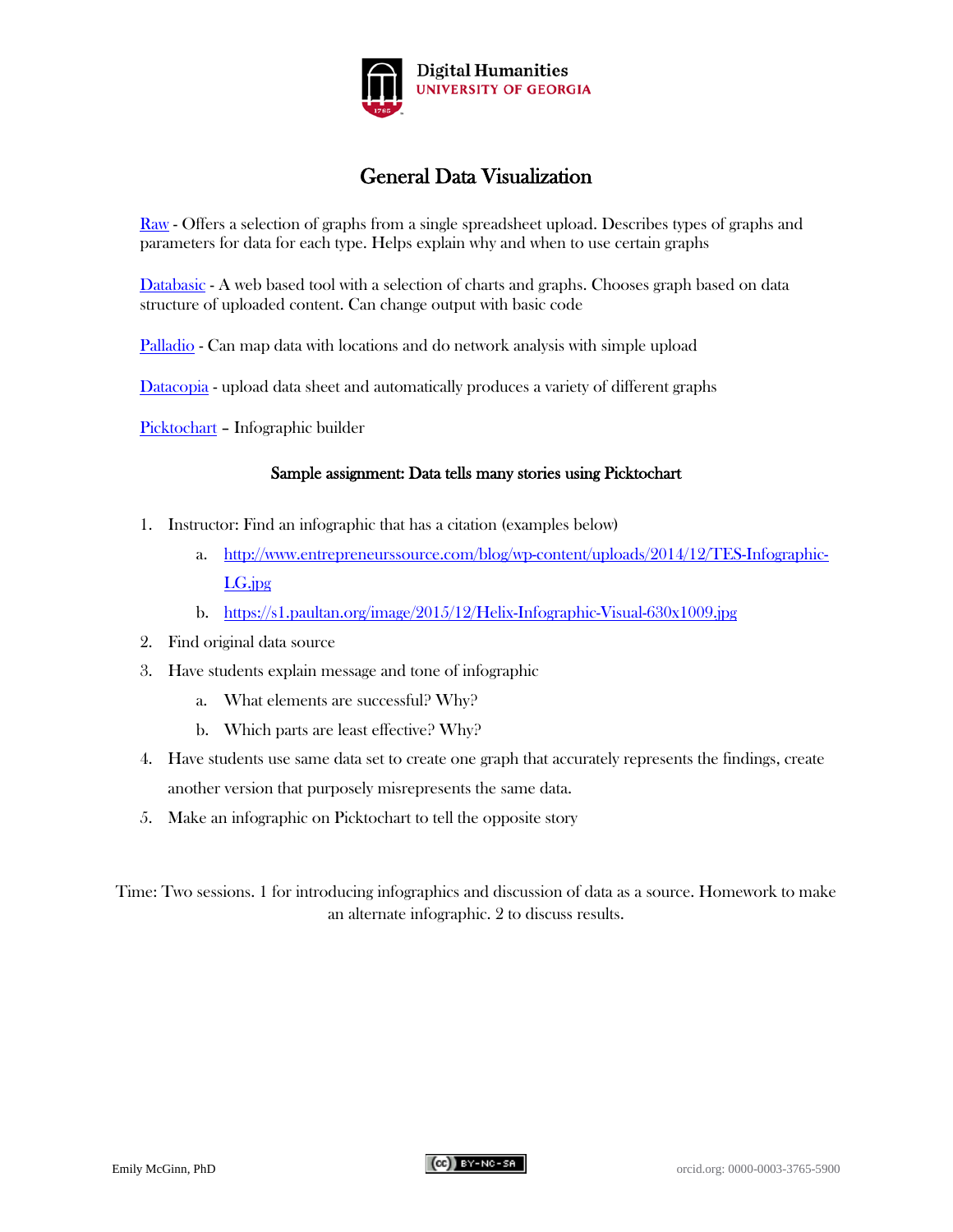Digital Humanities
UNIVERSITY OF GEORGIA

# General Data Visualization

Raw - Offers a selection of graphs from a single spreadsheet upload. Describes types of graphs and parameters for data for each type. Helps explain why and when to use certain graphs

Databasic - A web based tool with a selection of charts and graphs. Chooses graph based on data structure of uploaded content. Can change output with basic code

Palladio - Can map data with locations and do network analysis with simple upload

Datacopia - upload data sheet and automatically produces a variety of different graphs

Picktochart – Infographic builder

### Sample assignment: Data tells many stories using Picktochart

1. Instructor: Find an infographic that has a citation (examples below)
   a. http://www.entrepreneurssource.com/blog/wp-content/uploads/2014/12/TES-Infographic-LG.jpg
   b. https://s1.paultan.org/image/2015/12/Helix-Infographic-Visual-630x1009.jpg
2. Find original data source
3. Have students explain message and tone of infographic
   a. What elements are successful? Why?
   b. Which parts are least effective? Why?
4. Have students use same data set to create one graph that accurately represents the findings, create another version that purposely misrepresents the same data.
5. Make an infographic on Picktochart to tell the opposite story

Time: Two sessions. 1 for introducing infographics and discussion of data as a source. Homework to make an alternate infographic. 2 to discuss results.

Emily McGinn, PhD

BY-NC-SA

orcid.org: 0000-0003-3765-5900